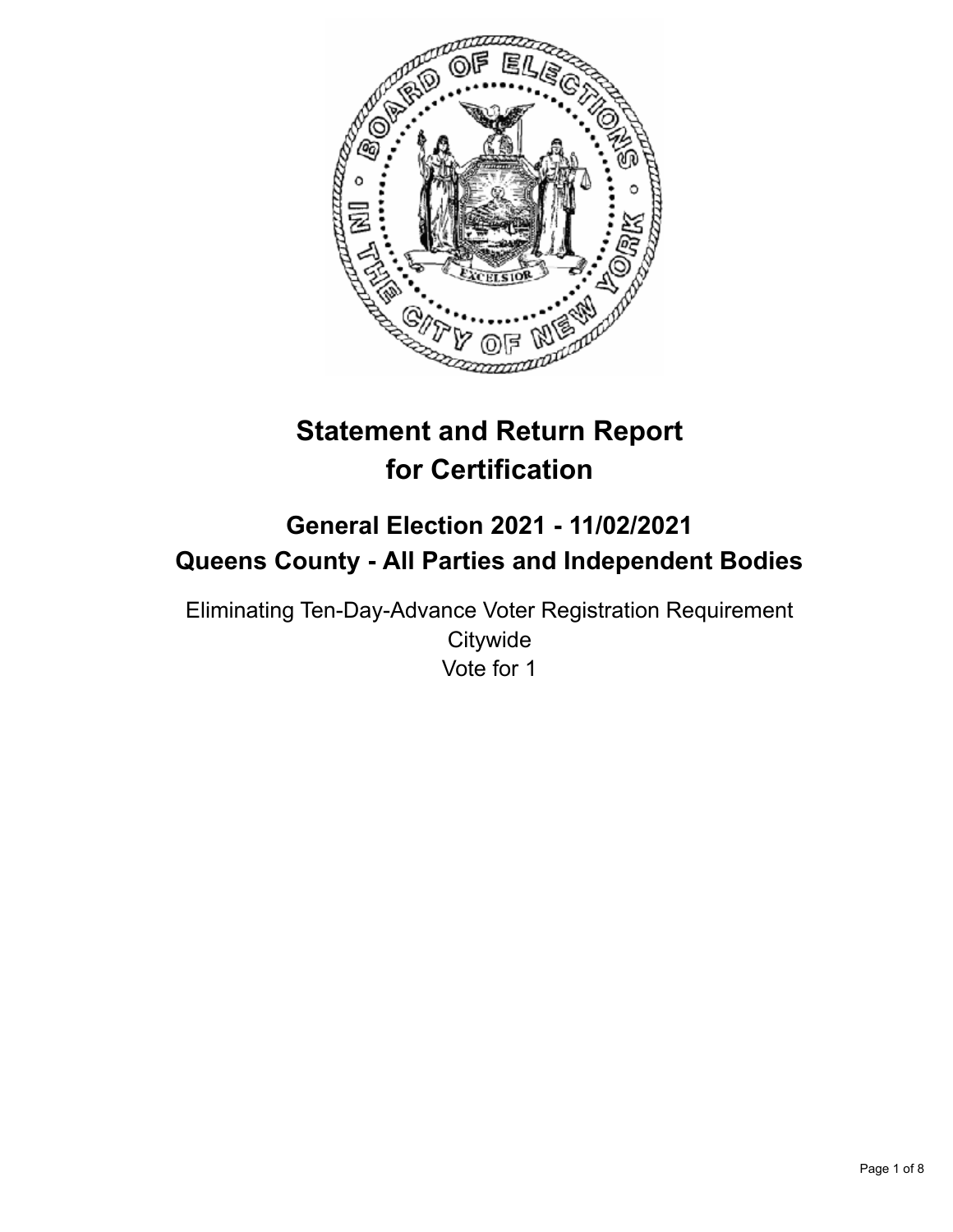# Statement and Return Report for Certification

## General Election 2021 - 11/02/2021
## Queens County - All Parties and Independent Bodies

Eliminating Ten-Day-Advance Voter Registration Requirement
Citywide
Vote for 1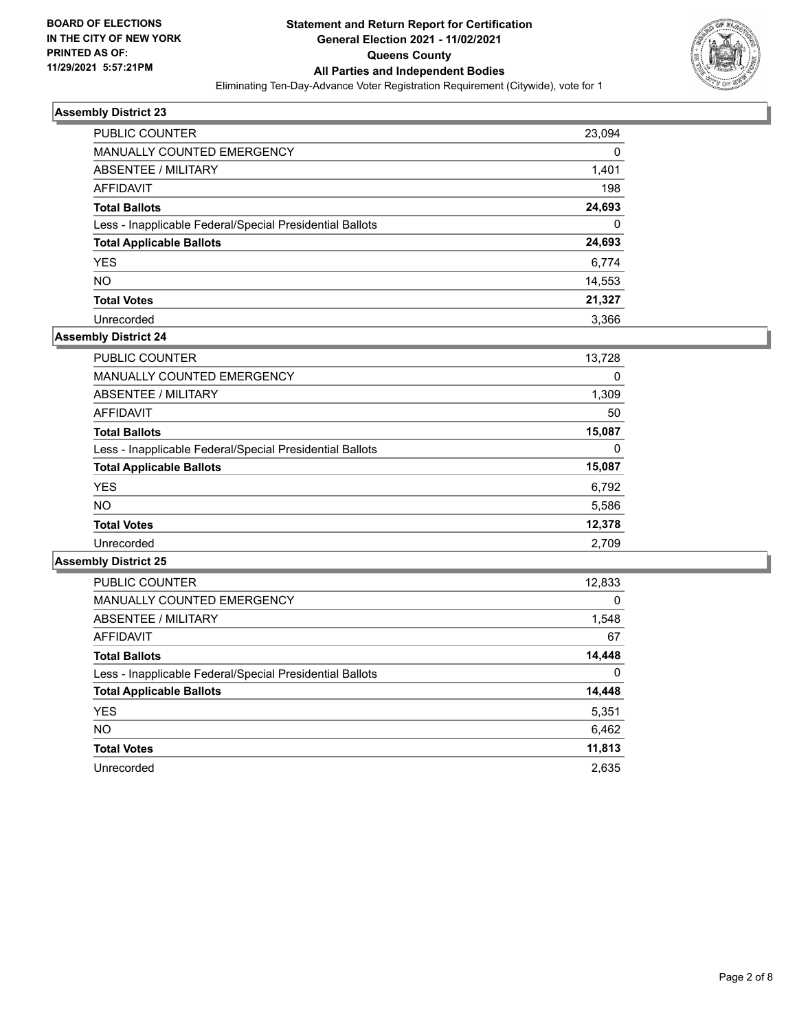**BOARD OF ELECTIONS IN THE CITY OF NEW YORK PRINTED AS OF: 11/29/2021 5:57:21PM**

# Statement and Return Report for Certification
## General Election 2021 - 11/02/2021
## Queens County
## All Parties and Independent Bodies

Eliminating Ten-Day-Advance Voter Registration Requirement (Citywide), vote for 1

### Assembly District 23

| | |
|---|---|
| PUBLIC COUNTER | 23,094 |
| MANUALLY COUNTED EMERGENCY | 0 |
| ABSENTEE / MILITARY | 1,401 |
| AFFIDAVIT | 198 |
| **Total Ballots** | **24,693** |
| Less - Inapplicable Federal/Special Presidential Ballots | 0 |
| **Total Applicable Ballots** | **24,693** |
| YES | 6,774 |
| NO | 14,553 |
| **Total Votes** | **21,327** |
| Unrecorded | 3,366 |

### Assembly District 24

| | |
|---|---|
| PUBLIC COUNTER | 13,728 |
| MANUALLY COUNTED EMERGENCY | 0 |
| ABSENTEE / MILITARY | 1,309 |
| AFFIDAVIT | 50 |
| **Total Ballots** | **15,087** |
| Less - Inapplicable Federal/Special Presidential Ballots | 0 |
| **Total Applicable Ballots** | **15,087** |
| YES | 6,792 |
| NO | 5,586 |
| **Total Votes** | **12,378** |
| Unrecorded | 2,709 |

### Assembly District 25

| | |
|---|---|
| PUBLIC COUNTER | 12,833 |
| MANUALLY COUNTED EMERGENCY | 0 |
| ABSENTEE / MILITARY | 1,548 |
| AFFIDAVIT | 67 |
| **Total Ballots** | **14,448** |
| Less - Inapplicable Federal/Special Presidential Ballots | 0 |
| **Total Applicable Ballots** | **14,448** |
| YES | 5,351 |
| NO | 6,462 |
| **Total Votes** | **11,813** |
| Unrecorded | 2,635 |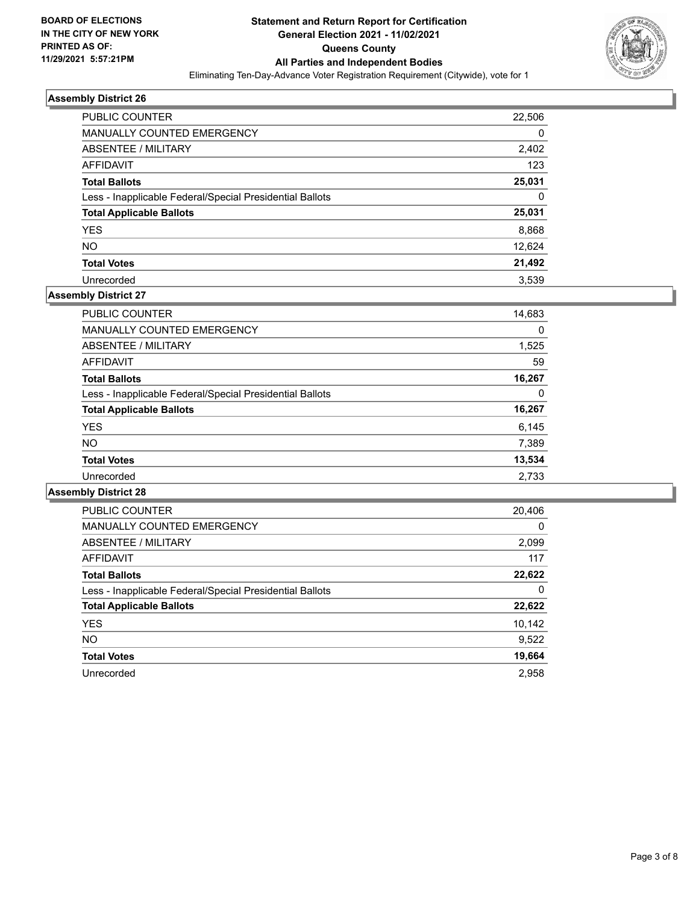**BOARD OF ELECTIONS IN THE CITY OF NEW YORK PRINTED AS OF: 11/29/2021 5:57:21PM**

# Statement and Return Report for Certification
## General Election 2021 - 11/02/2021
## Queens County
## All Parties and Independent Bodies

Eliminating Ten-Day-Advance Voter Registration Requirement (Citywide), vote for 1

### Assembly District 26

| | |
|---|---|
| PUBLIC COUNTER | 22,506 |
| MANUALLY COUNTED EMERGENCY | 0 |
| ABSENTEE / MILITARY | 2,402 |
| AFFIDAVIT | 123 |
| **Total Ballots** | **25,031** |
| Less - Inapplicable Federal/Special Presidential Ballots | 0 |
| **Total Applicable Ballots** | **25,031** |
| YES | 8,868 |
| NO | 12,624 |
| **Total Votes** | **21,492** |
| Unrecorded | 3,539 |

### Assembly District 27

| | |
|---|---|
| PUBLIC COUNTER | 14,683 |
| MANUALLY COUNTED EMERGENCY | 0 |
| ABSENTEE / MILITARY | 1,525 |
| AFFIDAVIT | 59 |
| **Total Ballots** | **16,267** |
| Less - Inapplicable Federal/Special Presidential Ballots | 0 |
| **Total Applicable Ballots** | **16,267** |
| YES | 6,145 |
| NO | 7,389 |
| **Total Votes** | **13,534** |
| Unrecorded | 2,733 |

### Assembly District 28

| | |
|---|---|
| PUBLIC COUNTER | 20,406 |
| MANUALLY COUNTED EMERGENCY | 0 |
| ABSENTEE / MILITARY | 2,099 |
| AFFIDAVIT | 117 |
| **Total Ballots** | **22,622** |
| Less - Inapplicable Federal/Special Presidential Ballots | 0 |
| **Total Applicable Ballots** | **22,622** |
| YES | 10,142 |
| NO | 9,522 |
| **Total Votes** | **19,664** |
| Unrecorded | 2,958 |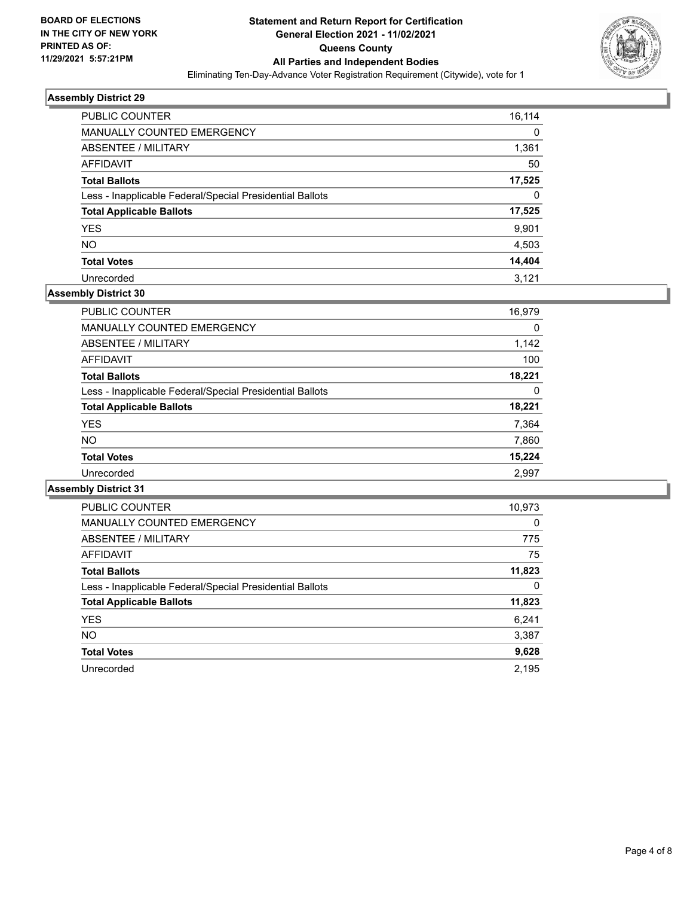**BOARD OF ELECTIONS IN THE CITY OF NEW YORK PRINTED AS OF: 11/29/2021 5:57:21PM**

# Statement and Return Report for Certification
## General Election 2021 - 11/02/2021
## Queens County
## All Parties and Independent Bodies

Eliminating Ten-Day-Advance Voter Registration Requirement (Citywide), vote for 1

### Assembly District 29

| | |
|---|---|
| PUBLIC COUNTER | 16,114 |
| MANUALLY COUNTED EMERGENCY | 0 |
| ABSENTEE / MILITARY | 1,361 |
| AFFIDAVIT | 50 |
| **Total Ballots** | **17,525** |
| Less - Inapplicable Federal/Special Presidential Ballots | 0 |
| **Total Applicable Ballots** | **17,525** |
| YES | 9,901 |
| NO | 4,503 |
| **Total Votes** | **14,404** |
| Unrecorded | 3,121 |

### Assembly District 30

| | |
|---|---|
| PUBLIC COUNTER | 16,979 |
| MANUALLY COUNTED EMERGENCY | 0 |
| ABSENTEE / MILITARY | 1,142 |
| AFFIDAVIT | 100 |
| **Total Ballots** | **18,221** |
| Less - Inapplicable Federal/Special Presidential Ballots | 0 |
| **Total Applicable Ballots** | **18,221** |
| YES | 7,364 |
| NO | 7,860 |
| **Total Votes** | **15,224** |
| Unrecorded | 2,997 |

### Assembly District 31

| | |
|---|---|
| PUBLIC COUNTER | 10,973 |
| MANUALLY COUNTED EMERGENCY | 0 |
| ABSENTEE / MILITARY | 775 |
| AFFIDAVIT | 75 |
| **Total Ballots** | **11,823** |
| Less - Inapplicable Federal/Special Presidential Ballots | 0 |
| **Total Applicable Ballots** | **11,823** |
| YES | 6,241 |
| NO | 3,387 |
| **Total Votes** | **9,628** |
| Unrecorded | 2,195 |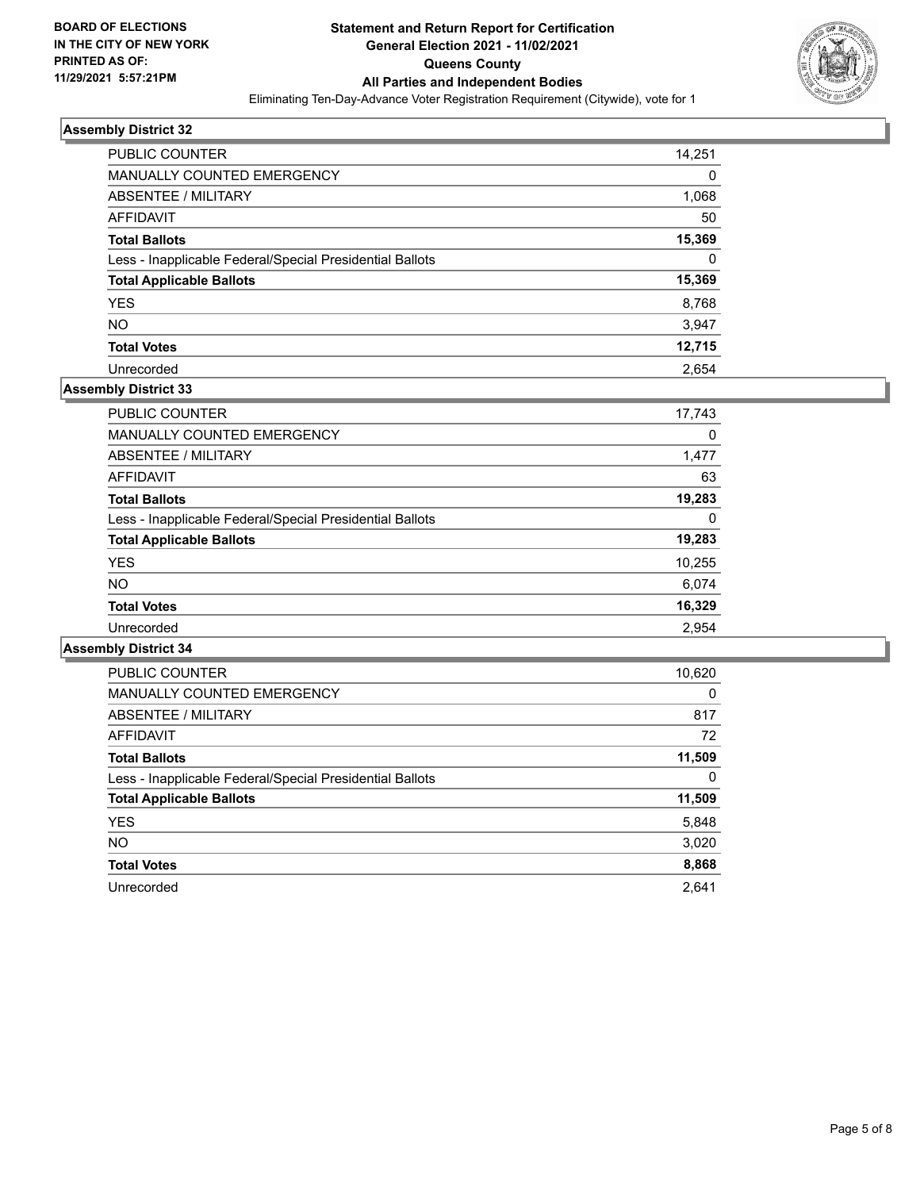**BOARD OF ELECTIONS IN THE CITY OF NEW YORK PRINTED AS OF: 11/29/2021 5:57:21PM**

# Statement and Return Report for Certification General Election 2021 - 11/02/2021 Queens County All Parties and Independent Bodies

Eliminating Ten-Day-Advance Voter Registration Requirement (Citywide), vote for 1

## Assembly District 32

| | |
|---|---|
| PUBLIC COUNTER | 14,251 |
| MANUALLY COUNTED EMERGENCY | 0 |
| ABSENTEE / MILITARY | 1,068 |
| AFFIDAVIT | 50 |
| **Total Ballots** | **15,369** |
| Less - Inapplicable Federal/Special Presidential Ballots | 0 |
| **Total Applicable Ballots** | **15,369** |
| YES | 8,768 |
| NO | 3,947 |
| **Total Votes** | **12,715** |
| Unrecorded | 2,654 |

## Assembly District 33

| | |
|---|---|
| PUBLIC COUNTER | 17,743 |
| MANUALLY COUNTED EMERGENCY | 0 |
| ABSENTEE / MILITARY | 1,477 |
| AFFIDAVIT | 63 |
| **Total Ballots** | **19,283** |
| Less - Inapplicable Federal/Special Presidential Ballots | 0 |
| **Total Applicable Ballots** | **19,283** |
| YES | 10,255 |
| NO | 6,074 |
| **Total Votes** | **16,329** |
| Unrecorded | 2,954 |

## Assembly District 34

| | |
|---|---|
| PUBLIC COUNTER | 10,620 |
| MANUALLY COUNTED EMERGENCY | 0 |
| ABSENTEE / MILITARY | 817 |
| AFFIDAVIT | 72 |
| **Total Ballots** | **11,509** |
| Less - Inapplicable Federal/Special Presidential Ballots | 0 |
| **Total Applicable Ballots** | **11,509** |
| YES | 5,848 |
| NO | 3,020 |
| **Total Votes** | **8,868** |
| Unrecorded | 2,641 |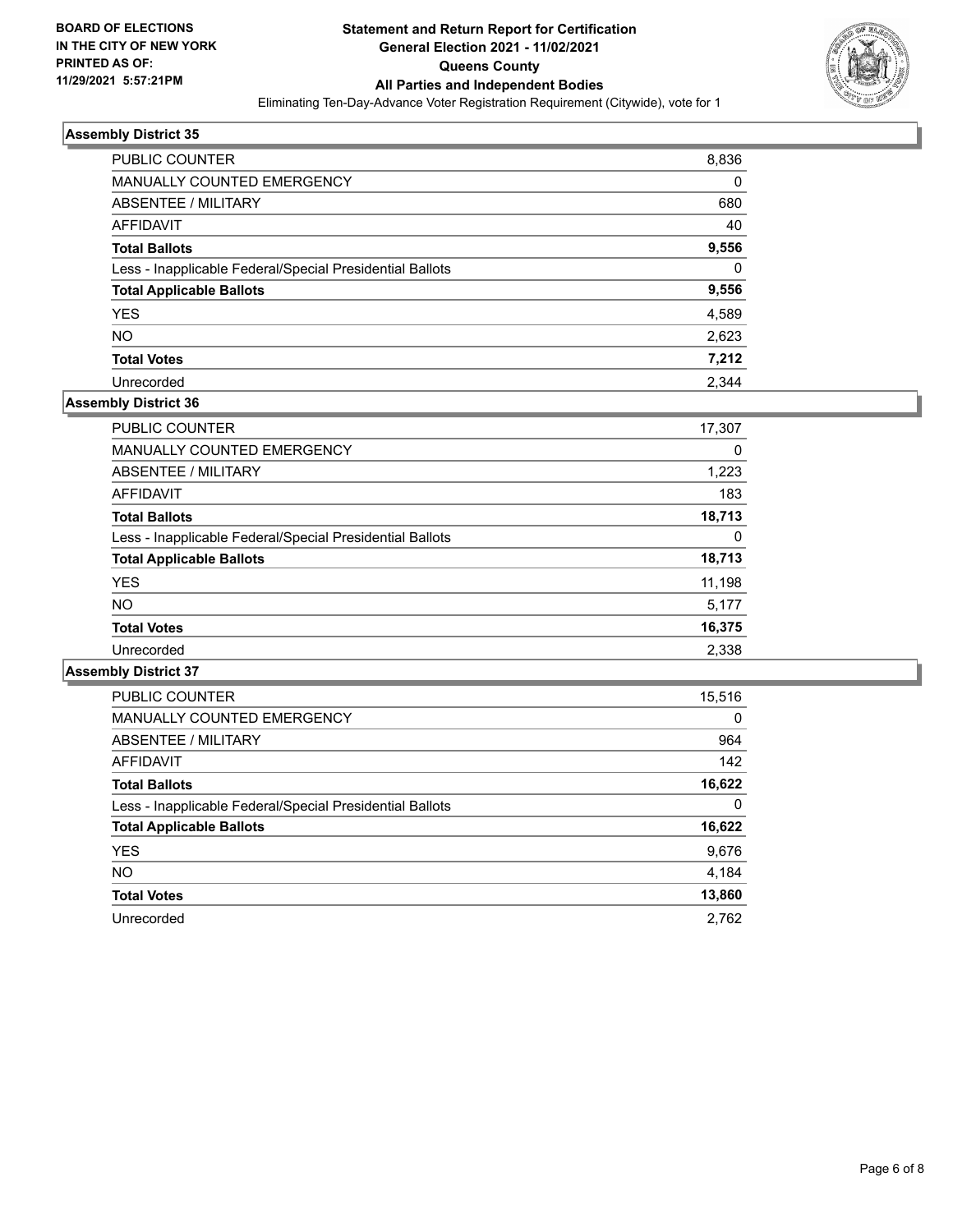**BOARD OF ELECTIONS IN THE CITY OF NEW YORK PRINTED AS OF: 11/29/2021 5:57:21PM**

# Statement and Return Report for Certification
## General Election 2021 - 11/02/2021
## Queens County
## All Parties and Independent Bodies

Eliminating Ten-Day-Advance Voter Registration Requirement (Citywide), vote for 1

### Assembly District 35

| | |
|---|---|
| PUBLIC COUNTER | 8,836 |
| MANUALLY COUNTED EMERGENCY | 0 |
| ABSENTEE / MILITARY | 680 |
| AFFIDAVIT | 40 |
| **Total Ballots** | **9,556** |
| Less - Inapplicable Federal/Special Presidential Ballots | 0 |
| **Total Applicable Ballots** | **9,556** |
| YES | 4,589 |
| NO | 2,623 |
| **Total Votes** | **7,212** |
| Unrecorded | 2,344 |

### Assembly District 36

| | |
|---|---|
| PUBLIC COUNTER | 17,307 |
| MANUALLY COUNTED EMERGENCY | 0 |
| ABSENTEE / MILITARY | 1,223 |
| AFFIDAVIT | 183 |
| **Total Ballots** | **18,713** |
| Less - Inapplicable Federal/Special Presidential Ballots | 0 |
| **Total Applicable Ballots** | **18,713** |
| YES | 11,198 |
| NO | 5,177 |
| **Total Votes** | **16,375** |
| Unrecorded | 2,338 |

### Assembly District 37

| | |
|---|---|
| PUBLIC COUNTER | 15,516 |
| MANUALLY COUNTED EMERGENCY | 0 |
| ABSENTEE / MILITARY | 964 |
| AFFIDAVIT | 142 |
| **Total Ballots** | **16,622** |
| Less - Inapplicable Federal/Special Presidential Ballots | 0 |
| **Total Applicable Ballots** | **16,622** |
| YES | 9,676 |
| NO | 4,184 |
| **Total Votes** | **13,860** |
| Unrecorded | 2,762 |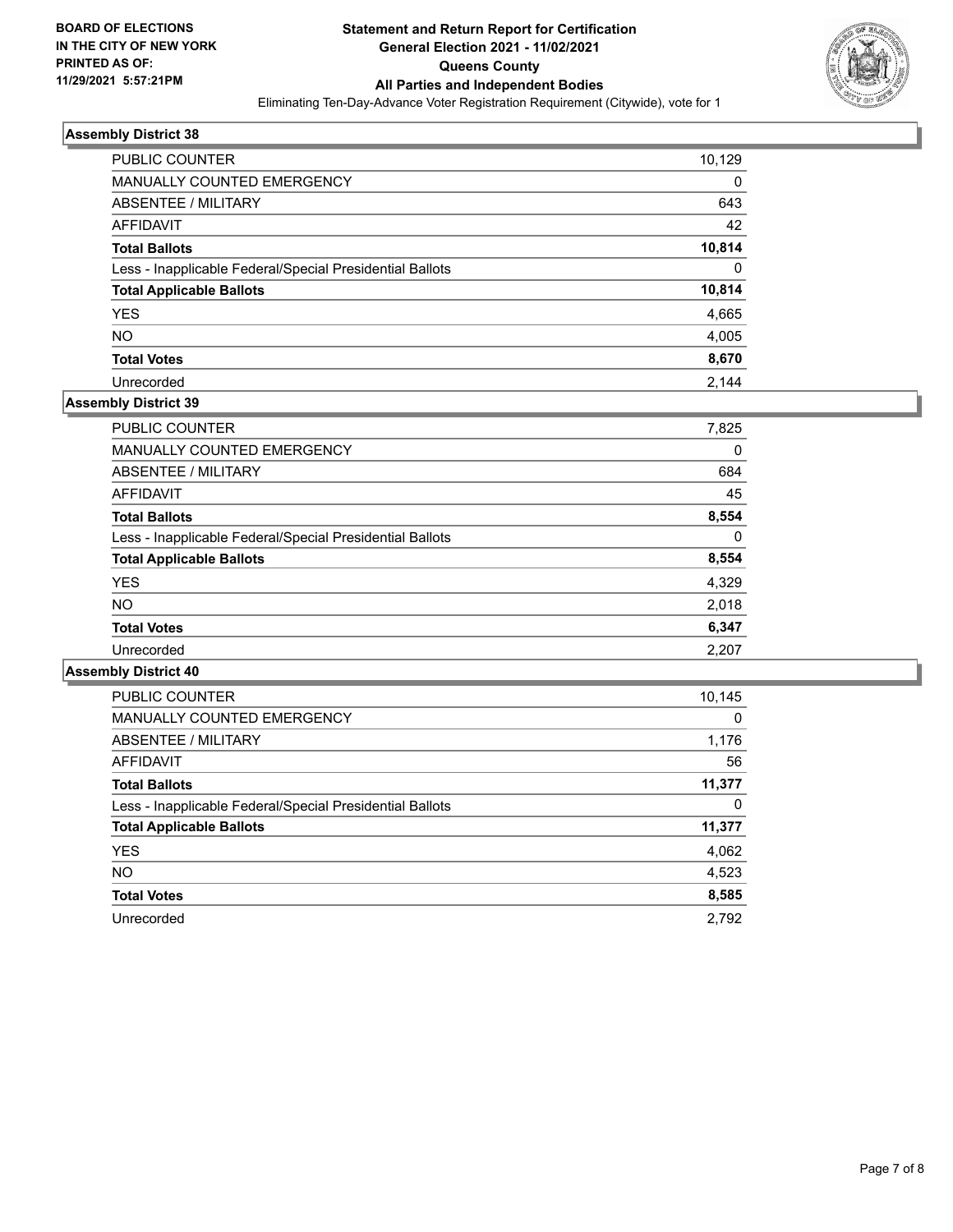**BOARD OF ELECTIONS IN THE CITY OF NEW YORK PRINTED AS OF: 11/29/2021 5:57:21PM**

**Statement and Return Report for Certification General Election 2021 - 11/02/2021 Queens County All Parties and Independent Bodies**

Eliminating Ten-Day-Advance Voter Registration Requirement (Citywide), vote for 1

### Assembly District 38

| | |
|---|---|
| PUBLIC COUNTER | 10,129 |
| MANUALLY COUNTED EMERGENCY | 0 |
| ABSENTEE / MILITARY | 643 |
| AFFIDAVIT | 42 |
| **Total Ballots** | **10,814** |
| Less - Inapplicable Federal/Special Presidential Ballots | 0 |
| **Total Applicable Ballots** | **10,814** |
| YES | 4,665 |
| NO | 4,005 |
| **Total Votes** | **8,670** |
| Unrecorded | 2,144 |

### Assembly District 39

| | |
|---|---|
| PUBLIC COUNTER | 7,825 |
| MANUALLY COUNTED EMERGENCY | 0 |
| ABSENTEE / MILITARY | 684 |
| AFFIDAVIT | 45 |
| **Total Ballots** | **8,554** |
| Less - Inapplicable Federal/Special Presidential Ballots | 0 |
| **Total Applicable Ballots** | **8,554** |
| YES | 4,329 |
| NO | 2,018 |
| **Total Votes** | **6,347** |
| Unrecorded | 2,207 |

### Assembly District 40

| | |
|---|---|
| PUBLIC COUNTER | 10,145 |
| MANUALLY COUNTED EMERGENCY | 0 |
| ABSENTEE / MILITARY | 1,176 |
| AFFIDAVIT | 56 |
| **Total Ballots** | **11,377** |
| Less - Inapplicable Federal/Special Presidential Ballots | 0 |
| **Total Applicable Ballots** | **11,377** |
| YES | 4,062 |
| NO | 4,523 |
| **Total Votes** | **8,585** |
| Unrecorded | 2,792 |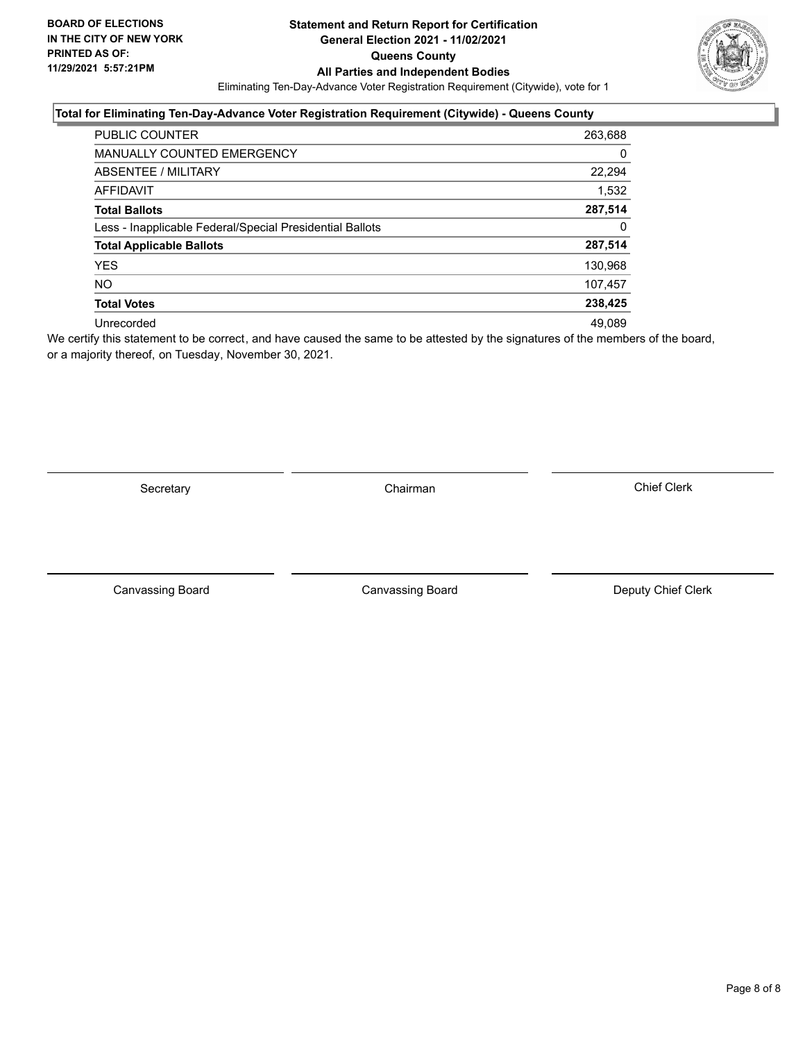**BOARD OF ELECTIONS IN THE CITY OF NEW YORK PRINTED AS OF: 11/29/2021 5:57:21PM**

# Statement and Return Report for Certification
## General Election 2021 - 11/02/2021
## Queens County
## All Parties and Independent Bodies

Eliminating Ten-Day-Advance Voter Registration Requirement (Citywide), vote for 1

### Total for Eliminating Ten-Day-Advance Voter Registration Requirement (Citywide) - Queens County

| | |
|---|---|
| PUBLIC COUNTER | 263,688 |
| MANUALLY COUNTED EMERGENCY | 0 |
| ABSENTEE / MILITARY | 22,294 |
| AFFIDAVIT | 1,532 |
| **Total Ballots** | **287,514** |
| Less - Inapplicable Federal/Special Presidential Ballots | 0 |
| **Total Applicable Ballots** | **287,514** |
| YES | 130,968 |
| NO | 107,457 |
| **Total Votes** | **238,425** |
| Unrecorded | 49,089 |

We certify this statement to be correct, and have caused the same to be attested by the signatures of the members of the board, or a majority thereof, on Tuesday, November 30, 2021.

Secretary

Chairman

Chief Clerk

Canvassing Board

Canvassing Board

Deputy Chief Clerk